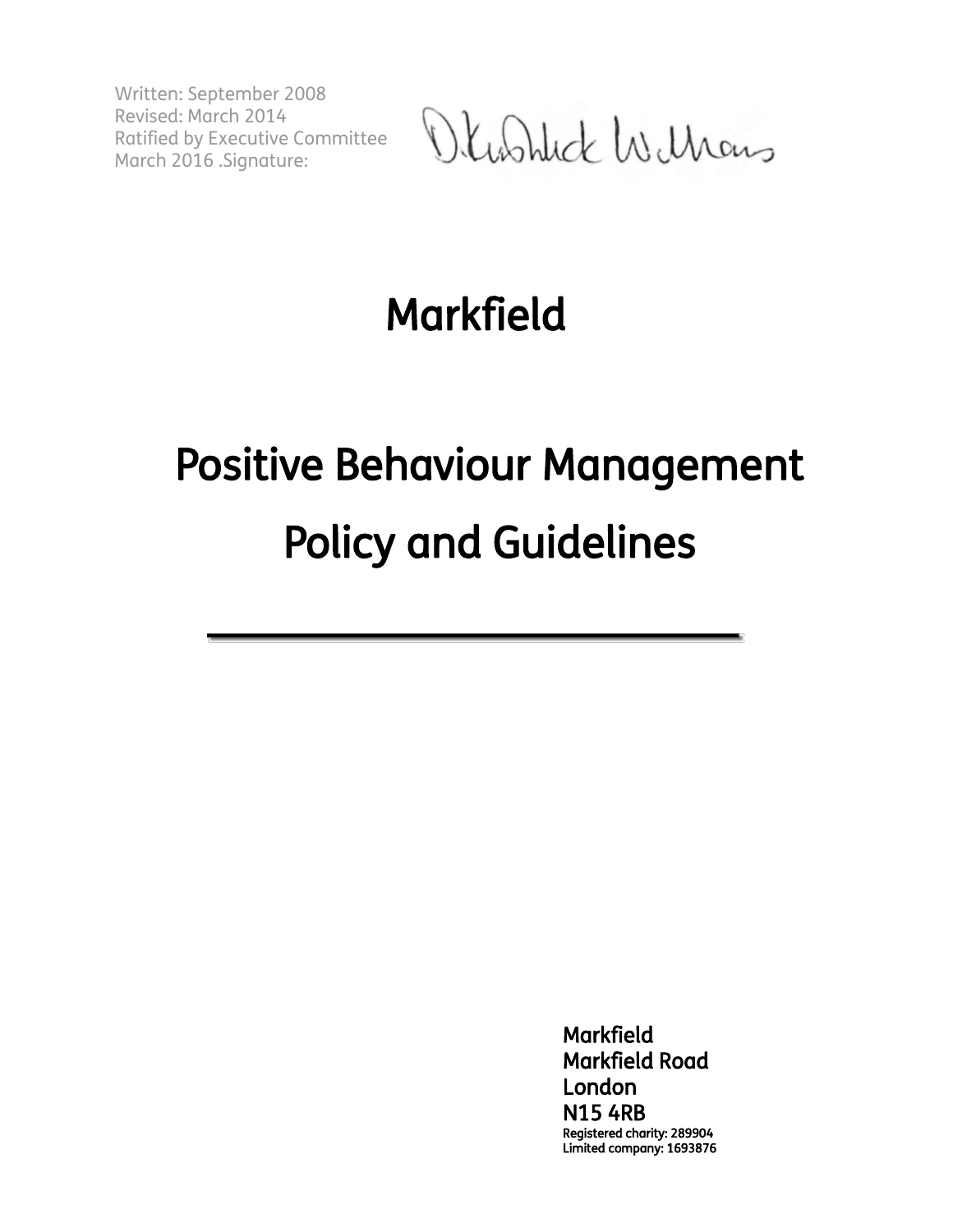Written: September 2008
Revised: March 2014
Ratified by Executive Committee
March 2016 .Signature:

# Markfield

# Positive Behaviour Management Policy and Guidelines

---

Markfield
Markfield Road
London
N15 4RB
Registered charity: 289904
Limited company: 1693876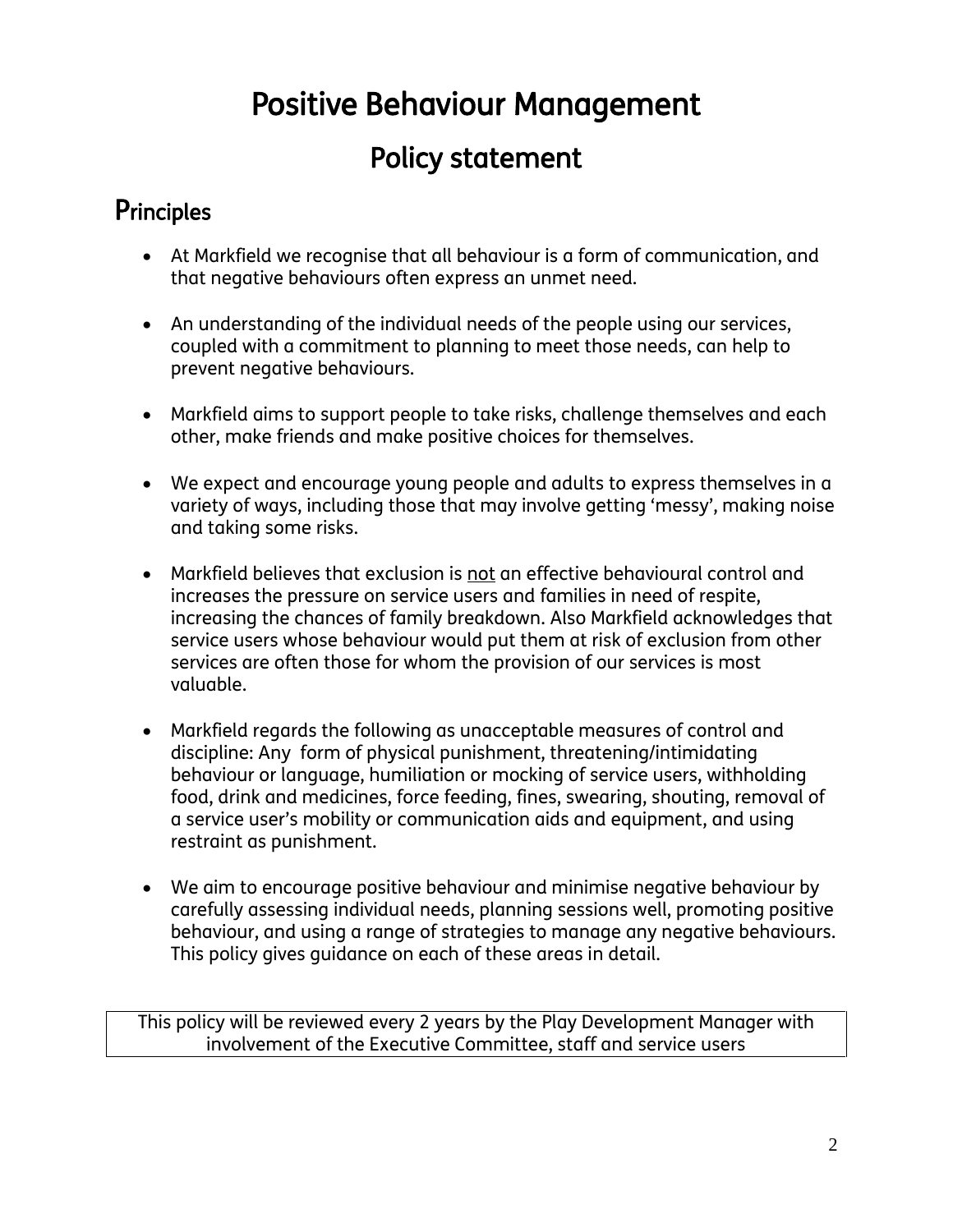# Positive Behaviour Management

## Policy statement

### Principles

- At Markfield we recognise that all behaviour is a form of communication, and that negative behaviours often express an unmet need.

- An understanding of the individual needs of the people using our services, coupled with a commitment to planning to meet those needs, can help to prevent negative behaviours.

- Markfield aims to support people to take risks, challenge themselves and each other, make friends and make positive choices for themselves.

- We expect and encourage young people and adults to express themselves in a variety of ways, including those that may involve getting 'messy', making noise and taking some risks.

- Markfield believes that exclusion is <u>not</u> an effective behavioural control and increases the pressure on service users and families in need of respite, increasing the chances of family breakdown. Also Markfield acknowledges that service users whose behaviour would put them at risk of exclusion from other services are often those for whom the provision of our services is most valuable.

- Markfield regards the following as unacceptable measures of control and discipline: Any form of physical punishment, threatening/intimidating behaviour or language, humiliation or mocking of service users, withholding food, drink and medicines, force feeding, fines, swearing, shouting, removal of a service user's mobility or communication aids and equipment, and using restraint as punishment.

- We aim to encourage positive behaviour and minimise negative behaviour by carefully assessing individual needs, planning sessions well, promoting positive behaviour, and using a range of strategies to manage any negative behaviours. This policy gives guidance on each of these areas in detail.

| This policy will be reviewed every 2 years by the Play Development Manager with involvement of the Executive Committee, staff and service users |
|---|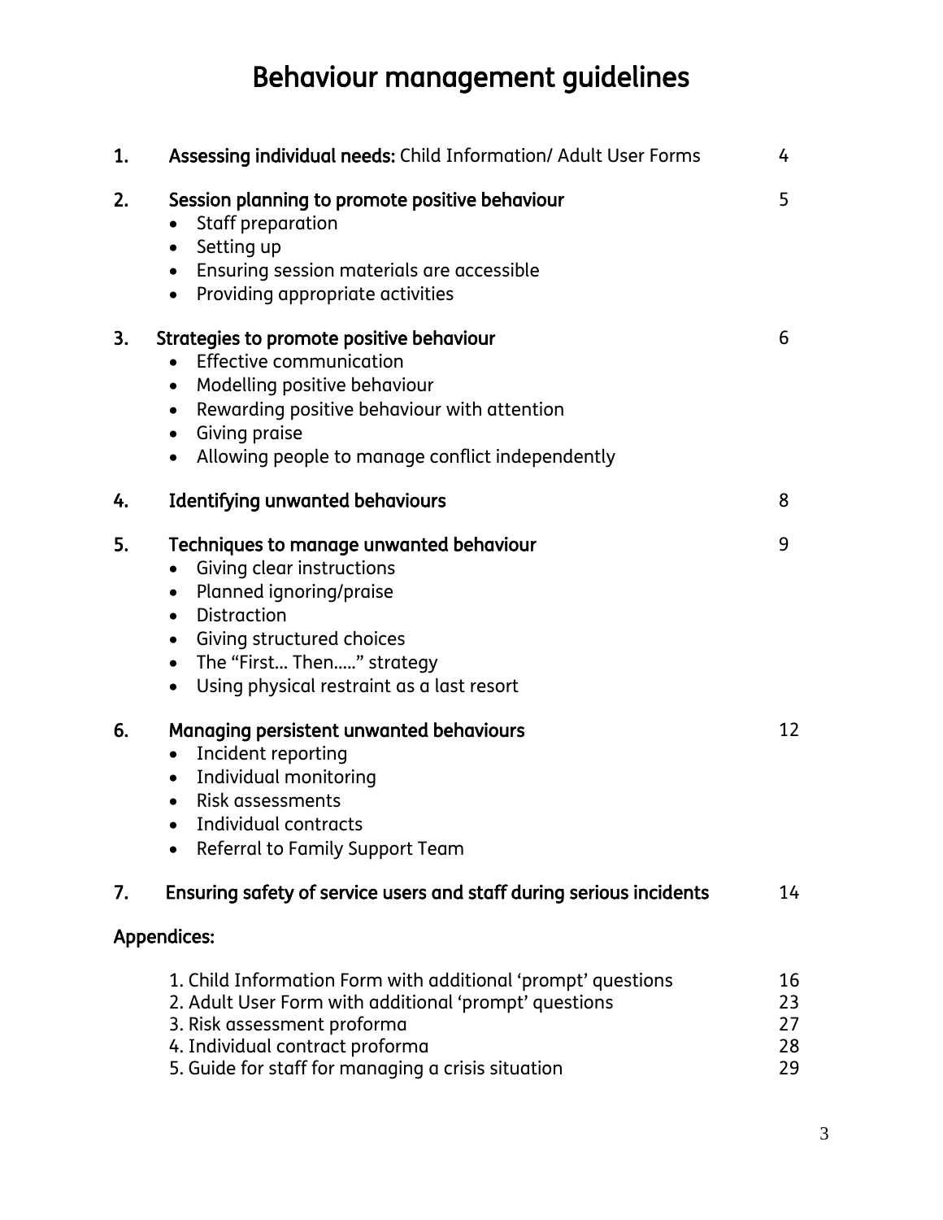# Behaviour management guidelines

| | | |
|---|---|---|
| 1. | **Assessing individual needs:** Child Information/ Adult User Forms | 4 |
| 2. | **Session planning to promote positive behaviour**<br>• Staff preparation<br>• Setting up<br>• Ensuring session materials are accessible<br>• Providing appropriate activities | 5 |
| 3. | **Strategies to promote positive behaviour**<br>• Effective communication<br>• Modelling positive behaviour<br>• Rewarding positive behaviour with attention<br>• Giving praise<br>• Allowing people to manage conflict independently | 6 |
| 4. | **Identifying unwanted behaviours** | 8 |
| 5. | **Techniques to manage unwanted behaviour**<br>• Giving clear instructions<br>• Planned ignoring/praise<br>• Distraction<br>• Giving structured choices<br>• The "First… Then….." strategy<br>• Using physical restraint as a last resort | 9 |
| 6. | **Managing persistent unwanted behaviours**<br>• Incident reporting<br>• Individual monitoring<br>• Risk assessments<br>• Individual contracts<br>• Referral to Family Support Team | 12 |
| 7. | **Ensuring safety of service users and staff during serious incidents** | 14 |

**Appendices:**

| | |
|---|---|
| 1. Child Information Form with additional 'prompt' questions | 16 |
| 2. Adult User Form with additional 'prompt' questions | 23 |
| 3. Risk assessment proforma | 27 |
| 4. Individual contract proforma | 28 |
| 5. Guide for staff for managing a crisis situation | 29 |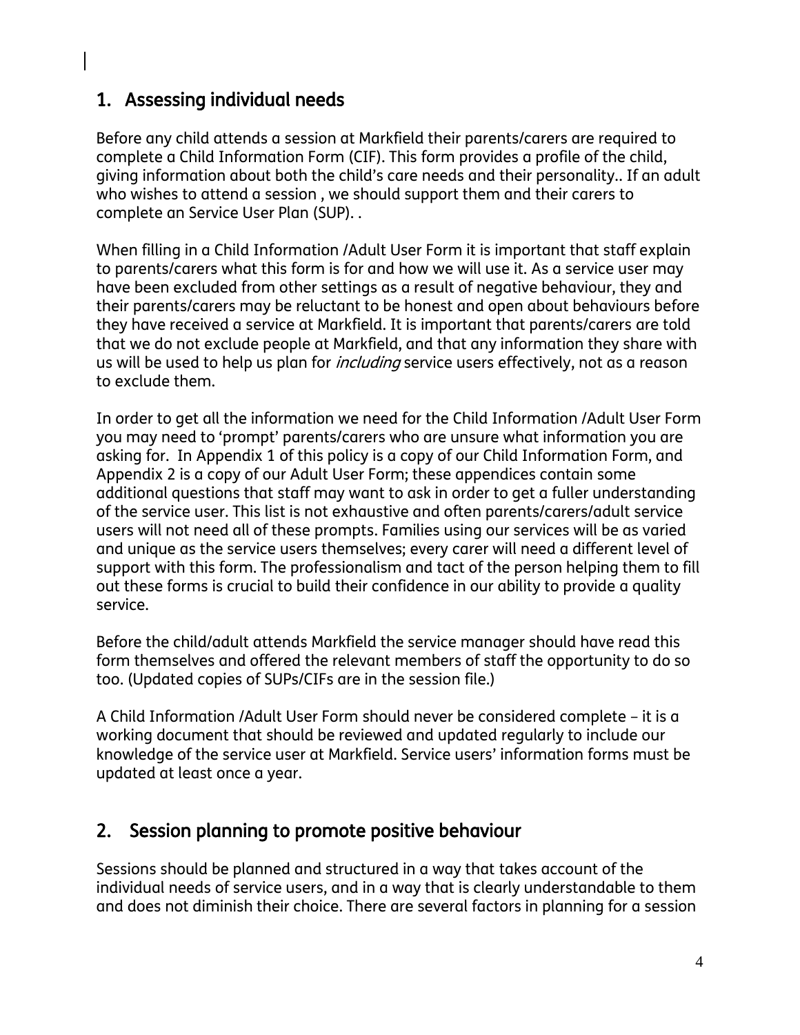## 1. Assessing individual needs

Before any child attends a session at Markfield their parents/carers are required to complete a Child Information Form (CIF). This form provides a profile of the child, giving information about both the child's care needs and their personality.. If an adult who wishes to attend a session , we should support them and their carers to complete an Service User Plan (SUP). .

When filling in a Child Information /Adult User Form it is important that staff explain to parents/carers what this form is for and how we will use it. As a service user may have been excluded from other settings as a result of negative behaviour, they and their parents/carers may be reluctant to be honest and open about behaviours before they have received a service at Markfield. It is important that parents/carers are told that we do not exclude people at Markfield, and that any information they share with us will be used to help us plan for *including* service users effectively, not as a reason to exclude them.

In order to get all the information we need for the Child Information /Adult User Form you may need to 'prompt' parents/carers who are unsure what information you are asking for. In Appendix 1 of this policy is a copy of our Child Information Form, and Appendix 2 is a copy of our Adult User Form; these appendices contain some additional questions that staff may want to ask in order to get a fuller understanding of the service user. This list is not exhaustive and often parents/carers/adult service users will not need all of these prompts. Families using our services will be as varied and unique as the service users themselves; every carer will need a different level of support with this form. The professionalism and tact of the person helping them to fill out these forms is crucial to build their confidence in our ability to provide a quality service.

Before the child/adult attends Markfield the service manager should have read this form themselves and offered the relevant members of staff the opportunity to do so too. (Updated copies of SUPs/CIFs are in the session file.)

A Child Information /Adult User Form should never be considered complete – it is a working document that should be reviewed and updated regularly to include our knowledge of the service user at Markfield. Service users' information forms must be updated at least once a year.

## 2. Session planning to promote positive behaviour

Sessions should be planned and structured in a way that takes account of the individual needs of service users, and in a way that is clearly understandable to them and does not diminish their choice. There are several factors in planning for a session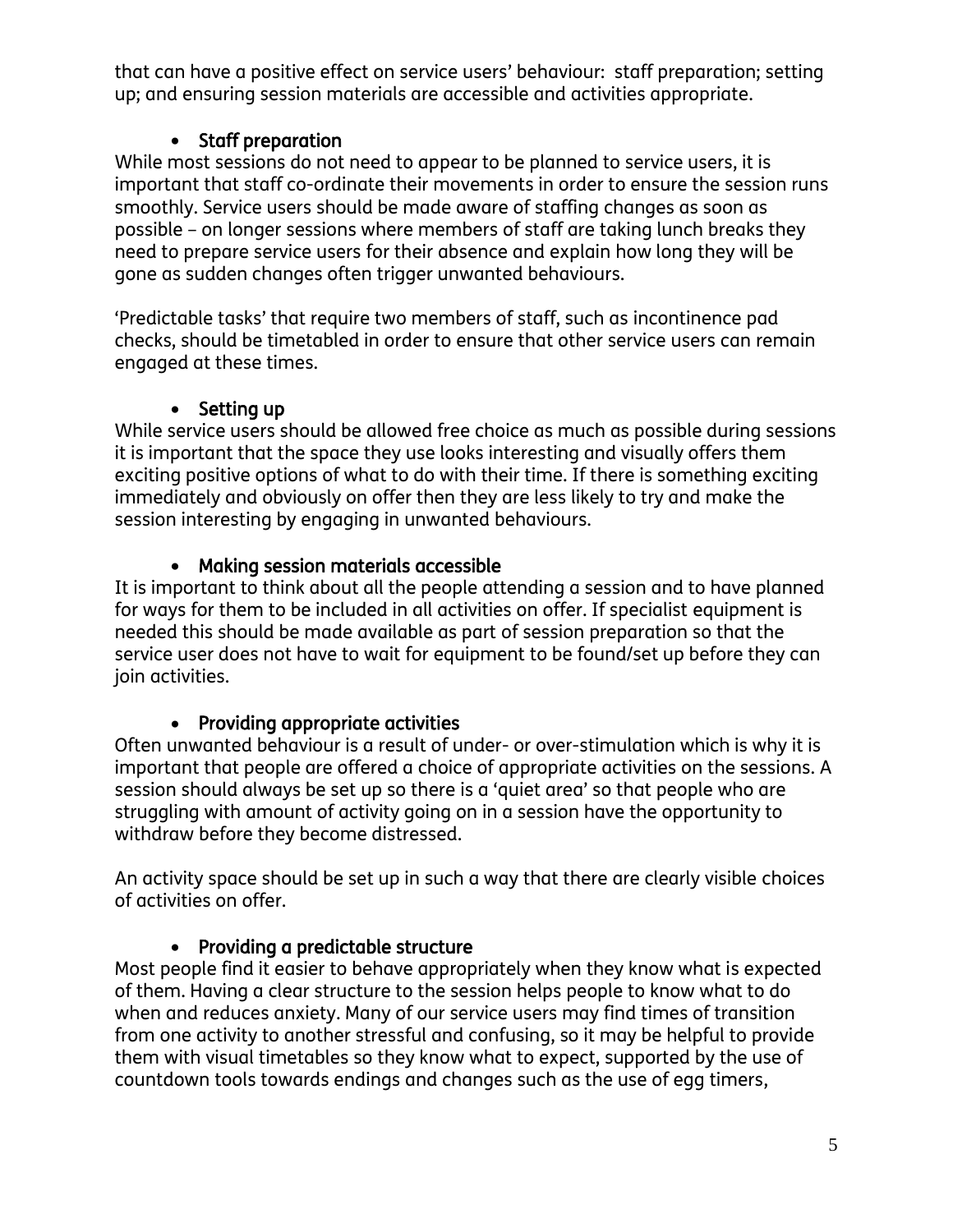that can have a positive effect on service users' behaviour: staff preparation; setting up; and ensuring session materials are accessible and activities appropriate.

- **Staff preparation**

While most sessions do not need to appear to be planned to service users, it is important that staff co-ordinate their movements in order to ensure the session runs smoothly. Service users should be made aware of staffing changes as soon as possible – on longer sessions where members of staff are taking lunch breaks they need to prepare service users for their absence and explain how long they will be gone as sudden changes often trigger unwanted behaviours.

'Predictable tasks' that require two members of staff, such as incontinence pad checks, should be timetabled in order to ensure that other service users can remain engaged at these times.

- **Setting up**

While service users should be allowed free choice as much as possible during sessions it is important that the space they use looks interesting and visually offers them exciting positive options of what to do with their time. If there is something exciting immediately and obviously on offer then they are less likely to try and make the session interesting by engaging in unwanted behaviours.

- **Making session materials accessible**

It is important to think about all the people attending a session and to have planned for ways for them to be included in all activities on offer. If specialist equipment is needed this should be made available as part of session preparation so that the service user does not have to wait for equipment to be found/set up before they can join activities.

- **Providing appropriate activities**

Often unwanted behaviour is a result of under- or over-stimulation which is why it is important that people are offered a choice of appropriate activities on the sessions. A session should always be set up so there is a 'quiet area' so that people who are struggling with amount of activity going on in a session have the opportunity to withdraw before they become distressed.

An activity space should be set up in such a way that there are clearly visible choices of activities on offer.

- **Providing a predictable structure**

Most people find it easier to behave appropriately when they know what is expected of them. Having a clear structure to the session helps people to know what to do when and reduces anxiety. Many of our service users may find times of transition from one activity to another stressful and confusing, so it may be helpful to provide them with visual timetables so they know what to expect, supported by the use of countdown tools towards endings and changes such as the use of egg timers,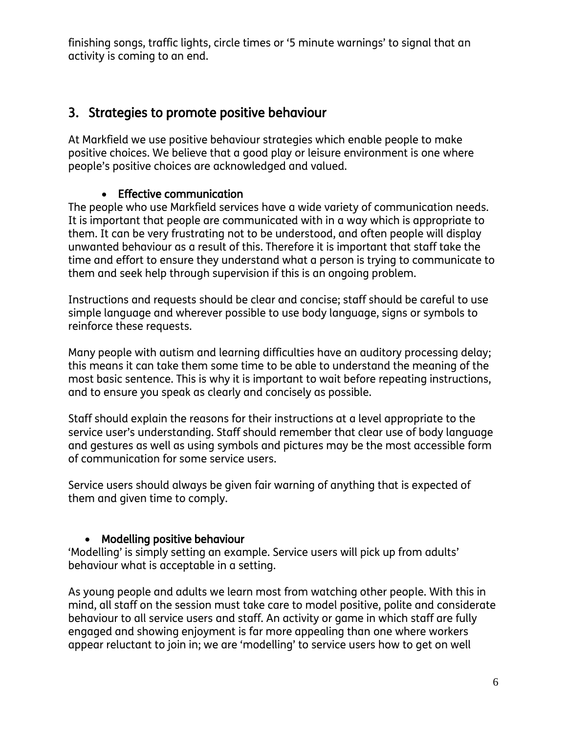finishing songs, traffic lights, circle times or '5 minute warnings' to signal that an activity is coming to an end.

## 3. Strategies to promote positive behaviour

At Markfield we use positive behaviour strategies which enable people to make positive choices. We believe that a good play or leisure environment is one where people's positive choices are acknowledged and valued.

- **Effective communication**

The people who use Markfield services have a wide variety of communication needs. It is important that people are communicated with in a way which is appropriate to them. It can be very frustrating not to be understood, and often people will display unwanted behaviour as a result of this. Therefore it is important that staff take the time and effort to ensure they understand what a person is trying to communicate to them and seek help through supervision if this is an ongoing problem.

Instructions and requests should be clear and concise; staff should be careful to use simple language and wherever possible to use body language, signs or symbols to reinforce these requests.

Many people with autism and learning difficulties have an auditory processing delay; this means it can take them some time to be able to understand the meaning of the most basic sentence. This is why it is important to wait before repeating instructions, and to ensure you speak as clearly and concisely as possible.

Staff should explain the reasons for their instructions at a level appropriate to the service user's understanding. Staff should remember that clear use of body language and gestures as well as using symbols and pictures may be the most accessible form of communication for some service users.

Service users should always be given fair warning of anything that is expected of them and given time to comply.

- **Modelling positive behaviour**

'Modelling' is simply setting an example. Service users will pick up from adults' behaviour what is acceptable in a setting.

As young people and adults we learn most from watching other people. With this in mind, all staff on the session must take care to model positive, polite and considerate behaviour to all service users and staff. An activity or game in which staff are fully engaged and showing enjoyment is far more appealing than one where workers appear reluctant to join in; we are 'modelling' to service users how to get on well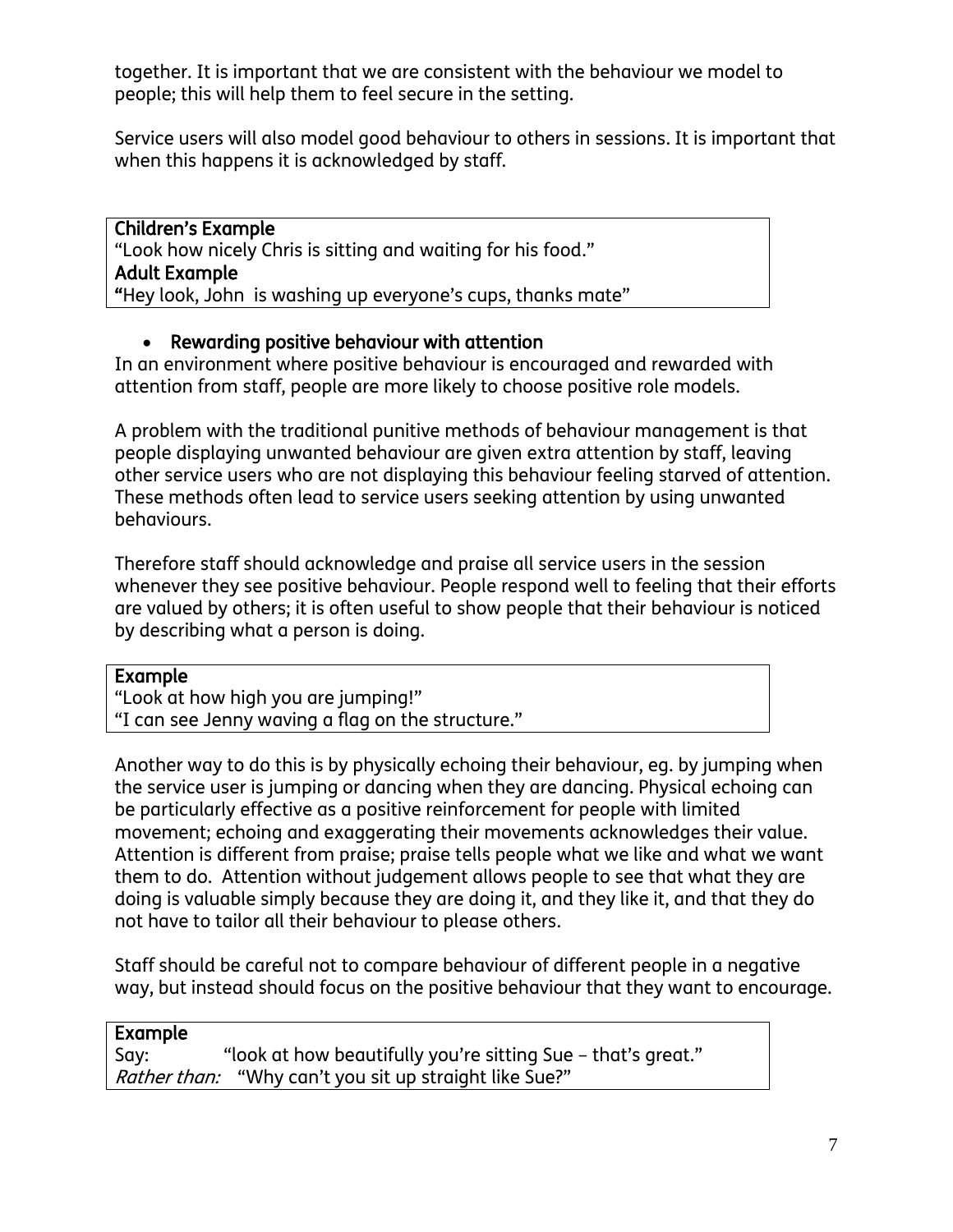together. It is important that we are consistent with the behaviour we model to people; this will help them to feel secure in the setting.

Service users will also model good behaviour to others in sessions. It is important that when this happens it is acknowledged by staff.

| **Children's Example**<br>"Look how nicely Chris is sitting and waiting for his food."<br>**Adult Example**<br>**"**Hey look, John  is washing up everyone's cups, thanks mate" |
|---|

- **Rewarding positive behaviour with attention**

In an environment where positive behaviour is encouraged and rewarded with attention from staff, people are more likely to choose positive role models.

A problem with the traditional punitive methods of behaviour management is that people displaying unwanted behaviour are given extra attention by staff, leaving other service users who are not displaying this behaviour feeling starved of attention. These methods often lead to service users seeking attention by using unwanted behaviours.

Therefore staff should acknowledge and praise all service users in the session whenever they see positive behaviour. People respond well to feeling that their efforts are valued by others; it is often useful to show people that their behaviour is noticed by describing what a person is doing.

| **Example**<br>"Look at how high you are jumping!"<br>"I can see Jenny waving a flag on the structure." |
|---|

Another way to do this is by physically echoing their behaviour, eg. by jumping when the service user is jumping or dancing when they are dancing. Physical echoing can be particularly effective as a positive reinforcement for people with limited movement; echoing and exaggerating their movements acknowledges their value. Attention is different from praise; praise tells people what we like and what we want them to do. Attention without judgement allows people to see that what they are doing is valuable simply because they are doing it, and they like it, and that they do not have to tailor all their behaviour to please others.

Staff should be careful not to compare behaviour of different people in a negative way, but instead should focus on the positive behaviour that they want to encourage.

| **Example** | |
|---|---|
| Say: | "look at how beautifully you're sitting Sue – that's great." |
| *Rather than:* | "Why can't you sit up straight like Sue?" |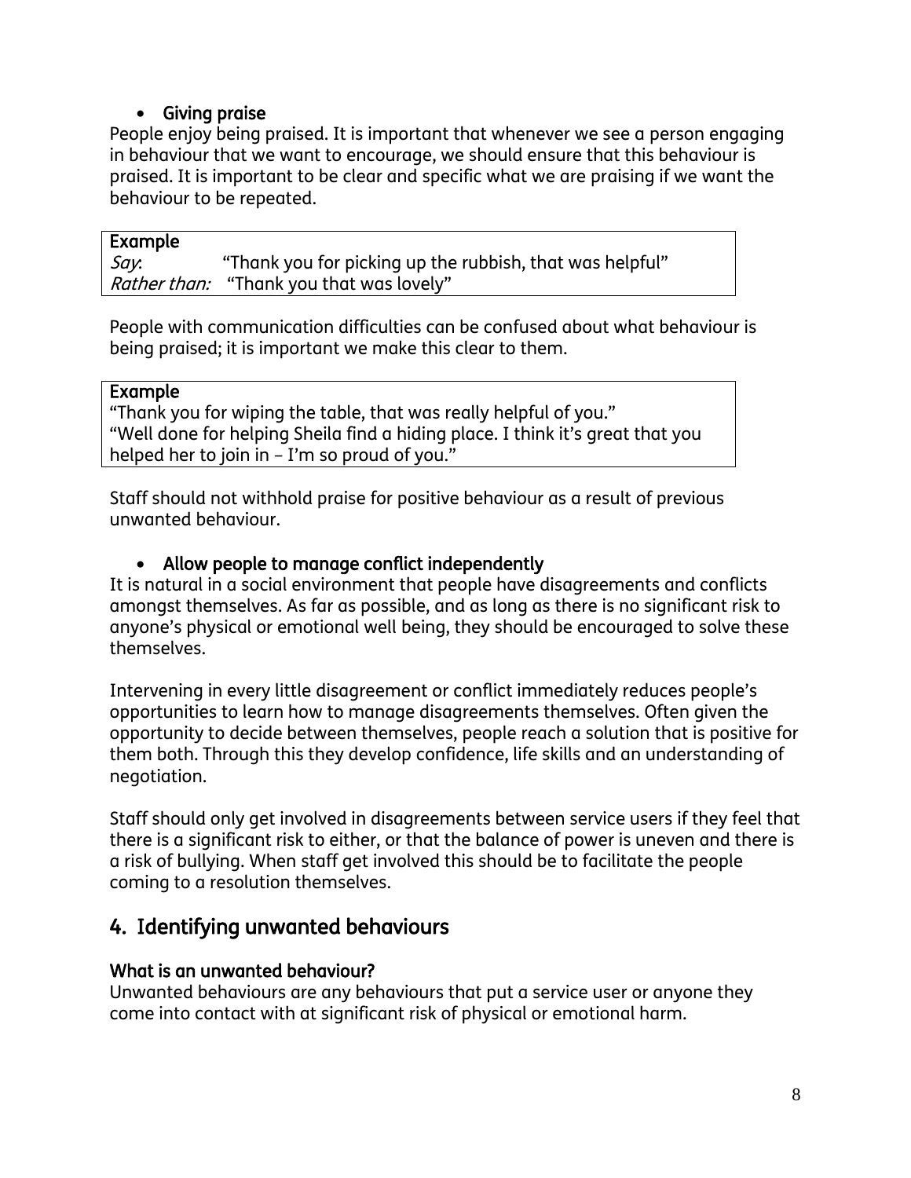- **Giving praise**

People enjoy being praised. It is important that whenever we see a person engaging in behaviour that we want to encourage, we should ensure that this behaviour is praised. It is important to be clear and specific what we are praising if we want the behaviour to be repeated.

| **Example** | |
|---|---|
| *Say*: | "Thank you for picking up the rubbish, that was helpful" |
| *Rather than:* | "Thank you that was lovely" |

People with communication difficulties can be confused about what behaviour is being praised; it is important we make this clear to them.

| **Example** |
|---|
| "Thank you for wiping the table, that was really helpful of you." "Well done for helping Sheila find a hiding place. I think it's great that you helped her to join in – I'm so proud of you." |

Staff should not withhold praise for positive behaviour as a result of previous unwanted behaviour.

- **Allow people to manage conflict independently**

It is natural in a social environment that people have disagreements and conflicts amongst themselves. As far as possible, and as long as there is no significant risk to anyone's physical or emotional well being, they should be encouraged to solve these themselves.

Intervening in every little disagreement or conflict immediately reduces people's opportunities to learn how to manage disagreements themselves. Often given the opportunity to decide between themselves, people reach a solution that is positive for them both. Through this they develop confidence, life skills and an understanding of negotiation.

Staff should only get involved in disagreements between service users if they feel that there is a significant risk to either, or that the balance of power is uneven and there is a risk of bullying. When staff get involved this should be to facilitate the people coming to a resolution themselves.

## 4. Identifying unwanted behaviours

### What is an unwanted behaviour?

Unwanted behaviours are any behaviours that put a service user or anyone they come into contact with at significant risk of physical or emotional harm.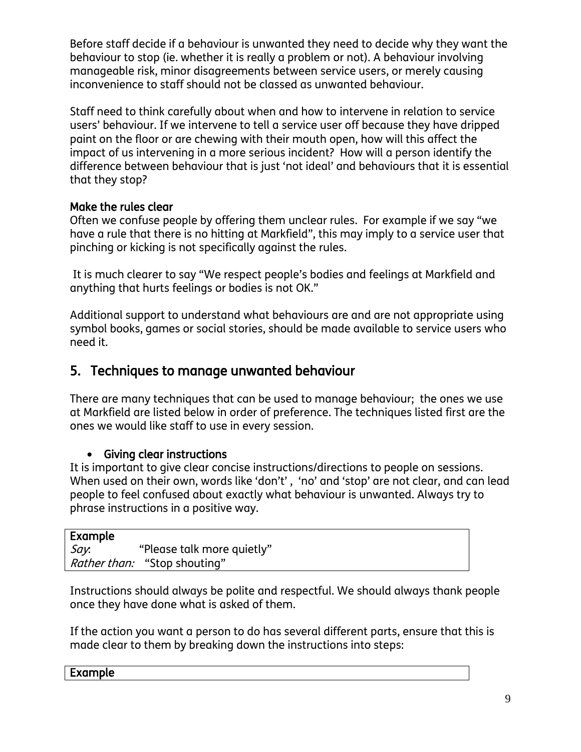Before staff decide if a behaviour is unwanted they need to decide why they want the behaviour to stop (ie. whether it is really a problem or not). A behaviour involving manageable risk, minor disagreements between service users, or merely causing inconvenience to staff should not be classed as unwanted behaviour.

Staff need to think carefully about when and how to intervene in relation to service users' behaviour. If we intervene to tell a service user off because they have dripped paint on the floor or are chewing with their mouth open, how will this affect the impact of us intervening in a more serious incident? How will a person identify the difference between behaviour that is just 'not ideal' and behaviours that it is essential that they stop?

**Make the rules clear**

Often we confuse people by offering them unclear rules. For example if we say "we have a rule that there is no hitting at Markfield", this may imply to a service user that pinching or kicking is not specifically against the rules.

It is much clearer to say "We respect people's bodies and feelings at Markfield and anything that hurts feelings or bodies is not OK."

Additional support to understand what behaviours are and are not appropriate using symbol books, games or social stories, should be made available to service users who need it.

## 5. Techniques to manage unwanted behaviour

There are many techniques that can be used to manage behaviour; the ones we use at Markfield are listed below in order of preference. The techniques listed first are the ones we would like staff to use in every session.

- **Giving clear instructions**

It is important to give clear concise instructions/directions to people on sessions. When used on their own, words like 'don't', 'no' and 'stop' are not clear, and can lead people to feel confused about exactly what behaviour is unwanted. Always try to phrase instructions in a positive way.

| **Example** | |
|---|---|
| *Say*: | "Please talk more quietly" |
| *Rather than:* | "Stop shouting" |

Instructions should always be polite and respectful. We should always thank people once they have done what is asked of them.

If the action you want a person to do has several different parts, ensure that this is made clear to them by breaking down the instructions into steps:

| **Example** |
|---|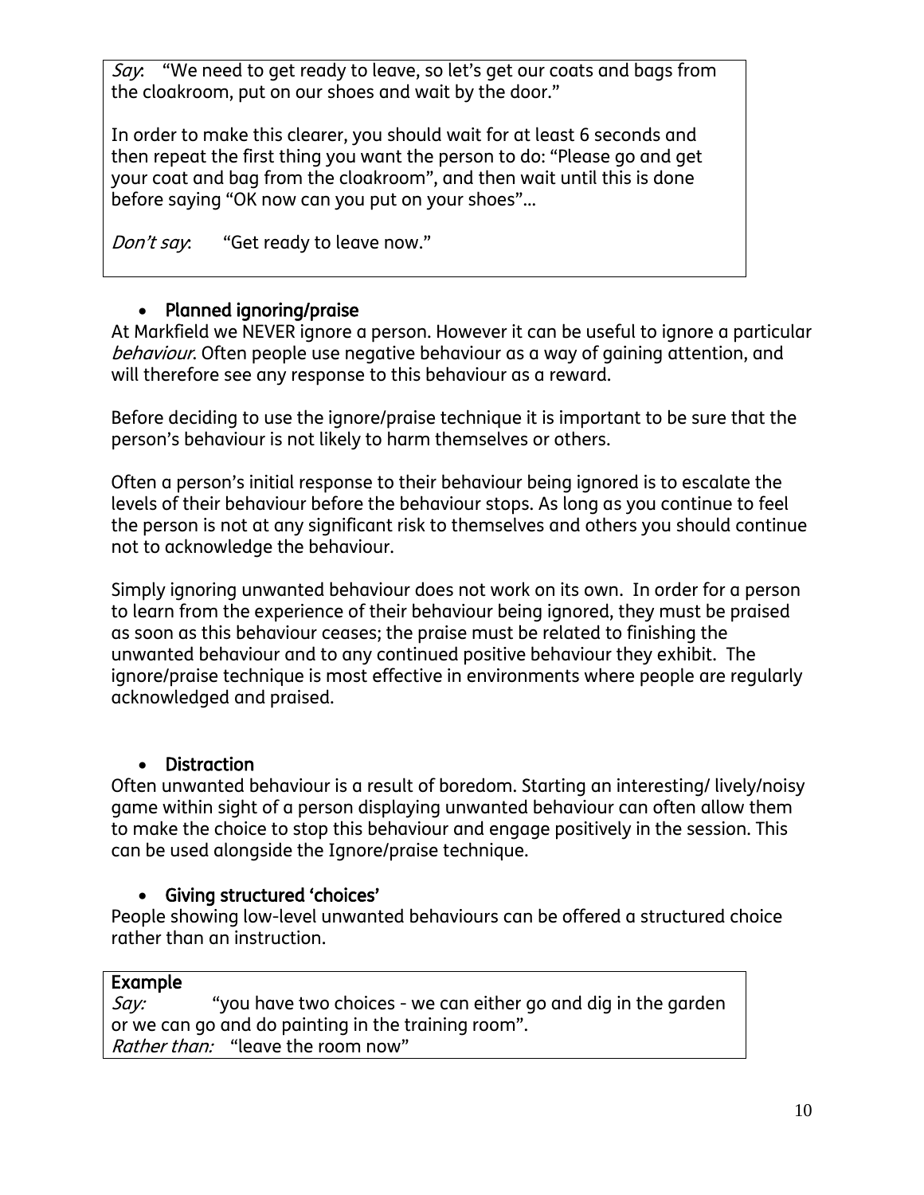*Say*: "We need to get ready to leave, so let's get our coats and bags from the cloakroom, put on our shoes and wait by the door."

In order to make this clearer, you should wait for at least 6 seconds and then repeat the first thing you want the person to do: "Please go and get your coat and bag from the cloakroom", and then wait until this is done before saying "OK now can you put on your shoes"...

*Don't say*: "Get ready to leave now."

- **Planned ignoring/praise**

At Markfield we NEVER ignore a person. However it can be useful to ignore a particular *behaviour*. Often people use negative behaviour as a way of gaining attention, and will therefore see any response to this behaviour as a reward.

Before deciding to use the ignore/praise technique it is important to be sure that the person's behaviour is not likely to harm themselves or others.

Often a person's initial response to their behaviour being ignored is to escalate the levels of their behaviour before the behaviour stops. As long as you continue to feel the person is not at any significant risk to themselves and others you should continue not to acknowledge the behaviour.

Simply ignoring unwanted behaviour does not work on its own. In order for a person to learn from the experience of their behaviour being ignored, they must be praised as soon as this behaviour ceases; the praise must be related to finishing the unwanted behaviour and to any continued positive behaviour they exhibit. The ignore/praise technique is most effective in environments where people are regularly acknowledged and praised.

- **Distraction**

Often unwanted behaviour is a result of boredom. Starting an interesting/ lively/noisy game within sight of a person displaying unwanted behaviour can often allow them to make the choice to stop this behaviour and engage positively in the session. This can be used alongside the Ignore/praise technique.

- **Giving structured 'choices'**

People showing low-level unwanted behaviours can be offered a structured choice rather than an instruction.

**Example**
*Say:* "you have two choices - we can either go and dig in the garden or we can go and do painting in the training room".
*Rather than:* "leave the room now"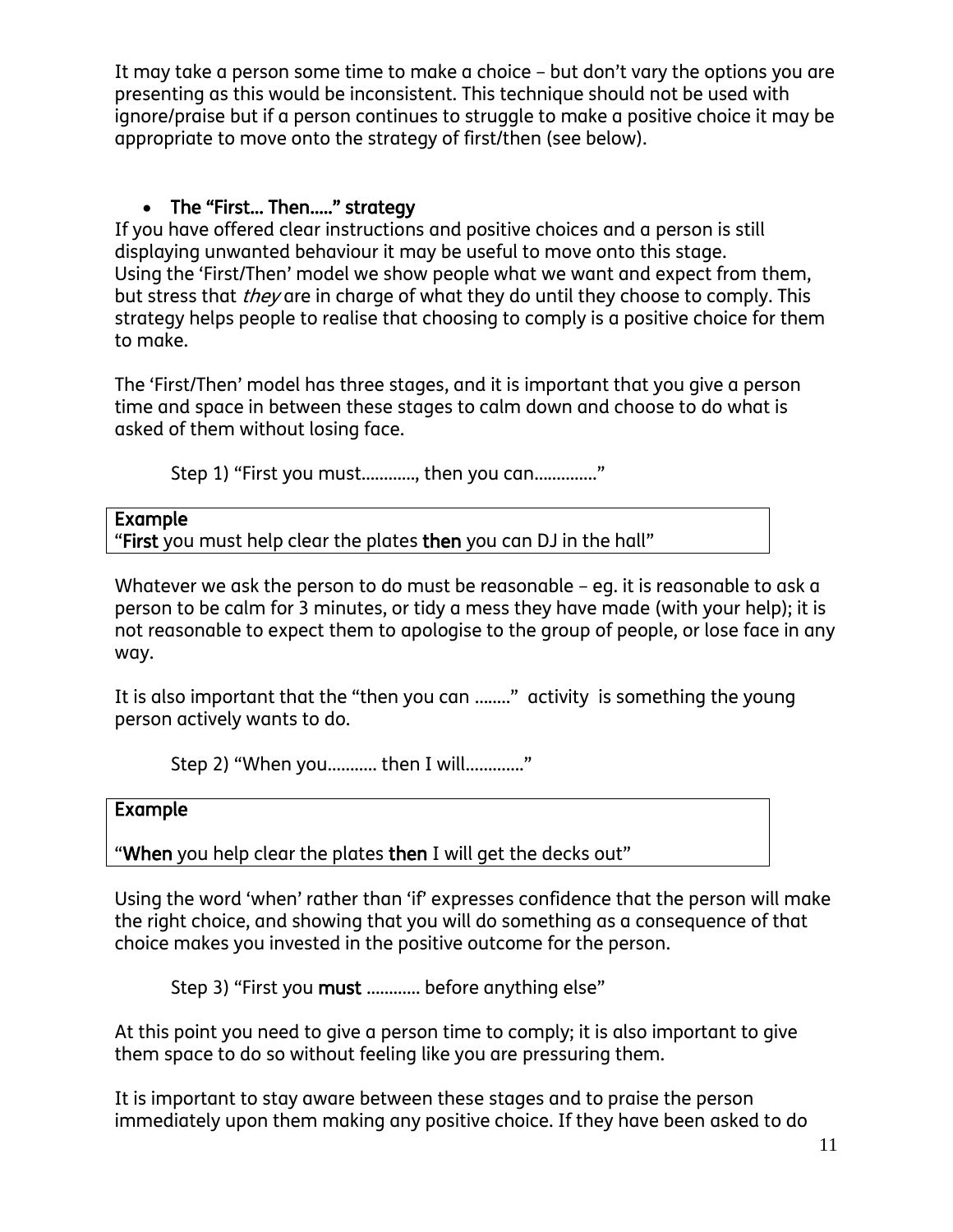It may take a person some time to make a choice – but don't vary the options you are presenting as this would be inconsistent. This technique should not be used with ignore/praise but if a person continues to struggle to make a positive choice it may be appropriate to move onto the strategy of first/then (see below).

- **The "First… Then….." strategy**

If you have offered clear instructions and positive choices and a person is still displaying unwanted behaviour it may be useful to move onto this stage.
Using the 'First/Then' model we show people what we want and expect from them, but stress that *they* are in charge of what they do until they choose to comply. This strategy helps people to realise that choosing to comply is a positive choice for them to make.

The 'First/Then' model has three stages, and it is important that you give a person time and space in between these stages to calm down and choose to do what is asked of them without losing face.

Step 1) "First you must…………, then you can…………."

> **Example**
> "**First** you must help clear the plates **then** you can DJ in the hall"

Whatever we ask the person to do must be reasonable – eg. it is reasonable to ask a person to be calm for 3 minutes, or tidy a mess they have made (with your help); it is not reasonable to expect them to apologise to the group of people, or lose face in any way.

It is also important that the "then you can ……."  activity  is something the young person actively wants to do.

Step 2) "When you……….. then I will…………."

> **Example**
>
> "**When** you help clear the plates **then** I will get the decks out"

Using the word 'when' rather than 'if' expresses confidence that the person will make the right choice, and showing that you will do something as a consequence of that choice makes you invested in the positive outcome for the person.

Step 3) "First you **must** ………… before anything else"

At this point you need to give a person time to comply; it is also important to give them space to do so without feeling like you are pressuring them.

It is important to stay aware between these stages and to praise the person immediately upon them making any positive choice. If they have been asked to do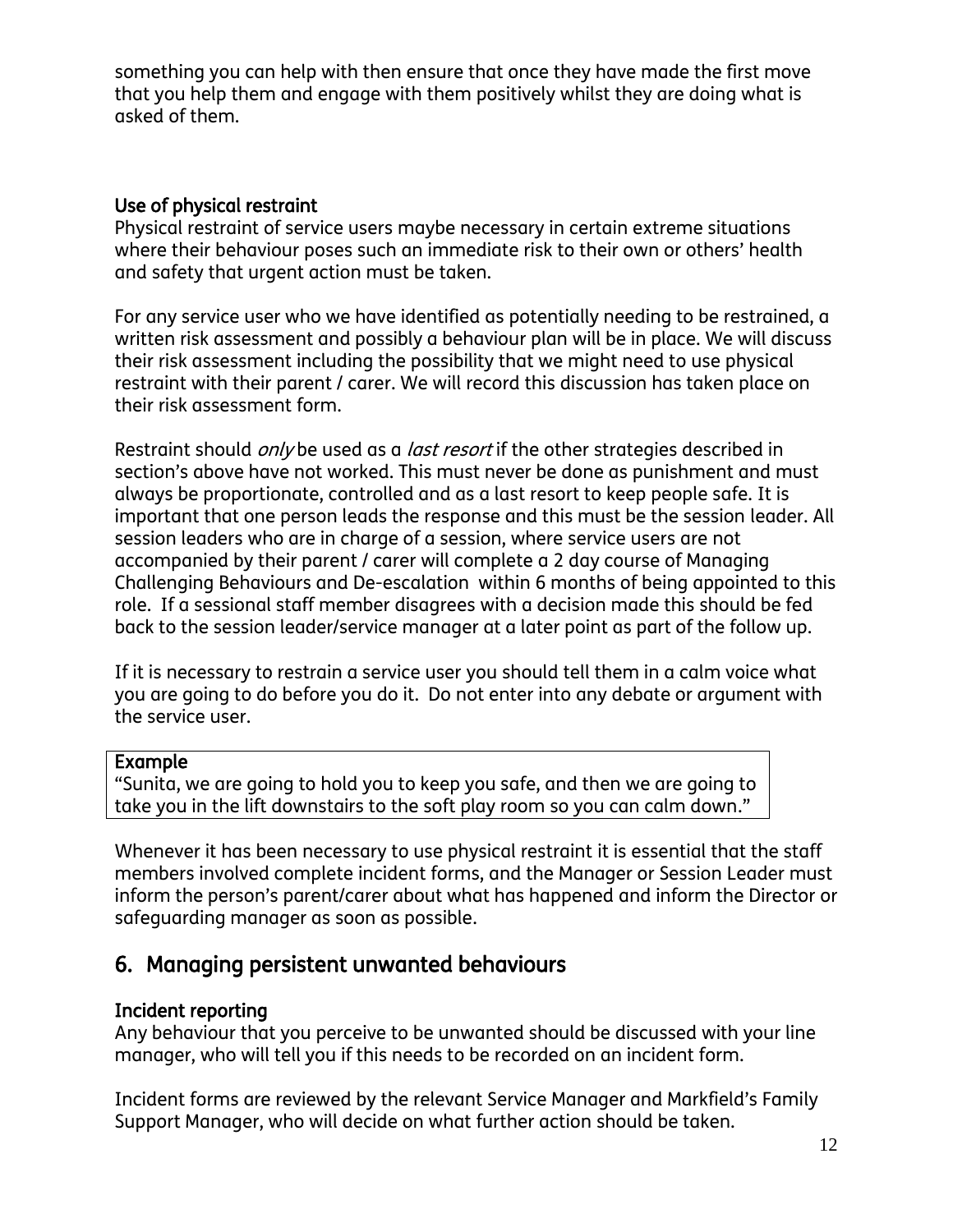something you can help with then ensure that once they have made the first move that you help them and engage with them positively whilst they are doing what is asked of them.

### Use of physical restraint

Physical restraint of service users maybe necessary in certain extreme situations where their behaviour poses such an immediate risk to their own or others' health and safety that urgent action must be taken.

For any service user who we have identified as potentially needing to be restrained, a written risk assessment and possibly a behaviour plan will be in place. We will discuss their risk assessment including the possibility that we might need to use physical restraint with their parent / carer. We will record this discussion has taken place on their risk assessment form.

Restraint should *only* be used as a *last resort* if the other strategies described in section's above have not worked. This must never be done as punishment and must always be proportionate, controlled and as a last resort to keep people safe. It is important that one person leads the response and this must be the session leader. All session leaders who are in charge of a session, where service users are not accompanied by their parent / carer will complete a 2 day course of Managing Challenging Behaviours and De-escalation within 6 months of being appointed to this role. If a sessional staff member disagrees with a decision made this should be fed back to the session leader/service manager at a later point as part of the follow up.

If it is necessary to restrain a service user you should tell them in a calm voice what you are going to do before you do it. Do not enter into any debate or argument with the service user.

**Example**
"Sunita, we are going to hold you to keep you safe, and then we are going to take you in the lift downstairs to the soft play room so you can calm down."

Whenever it has been necessary to use physical restraint it is essential that the staff members involved complete incident forms, and the Manager or Session Leader must inform the person's parent/carer about what has happened and inform the Director or safeguarding manager as soon as possible.

## 6. Managing persistent unwanted behaviours

### Incident reporting

Any behaviour that you perceive to be unwanted should be discussed with your line manager, who will tell you if this needs to be recorded on an incident form.

Incident forms are reviewed by the relevant Service Manager and Markfield's Family Support Manager, who will decide on what further action should be taken.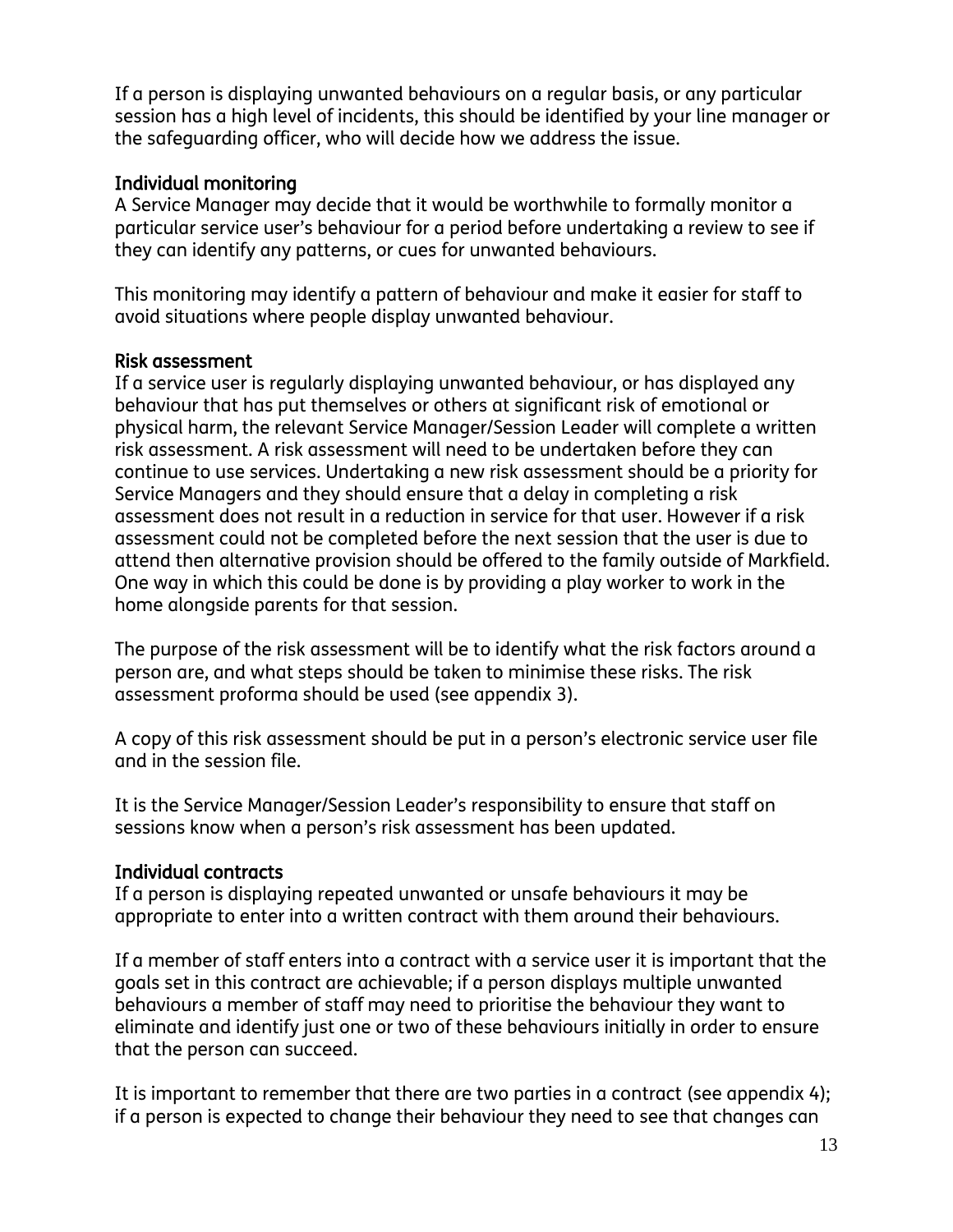If a person is displaying unwanted behaviours on a regular basis, or any particular session has a high level of incidents, this should be identified by your line manager or the safeguarding officer, who will decide how we address the issue.

### Individual monitoring

A Service Manager may decide that it would be worthwhile to formally monitor a particular service user's behaviour for a period before undertaking a review to see if they can identify any patterns, or cues for unwanted behaviours.

This monitoring may identify a pattern of behaviour and make it easier for staff to avoid situations where people display unwanted behaviour.

### Risk assessment

If a service user is regularly displaying unwanted behaviour, or has displayed any behaviour that has put themselves or others at significant risk of emotional or physical harm, the relevant Service Manager/Session Leader will complete a written risk assessment. A risk assessment will need to be undertaken before they can continue to use services. Undertaking a new risk assessment should be a priority for Service Managers and they should ensure that a delay in completing a risk assessment does not result in a reduction in service for that user. However if a risk assessment could not be completed before the next session that the user is due to attend then alternative provision should be offered to the family outside of Markfield. One way in which this could be done is by providing a play worker to work in the home alongside parents for that session.

The purpose of the risk assessment will be to identify what the risk factors around a person are, and what steps should be taken to minimise these risks. The risk assessment proforma should be used (see appendix 3).

A copy of this risk assessment should be put in a person's electronic service user file and in the session file.

It is the Service Manager/Session Leader's responsibility to ensure that staff on sessions know when a person's risk assessment has been updated.

### Individual contracts

If a person is displaying repeated unwanted or unsafe behaviours it may be appropriate to enter into a written contract with them around their behaviours.

If a member of staff enters into a contract with a service user it is important that the goals set in this contract are achievable; if a person displays multiple unwanted behaviours a member of staff may need to prioritise the behaviour they want to eliminate and identify just one or two of these behaviours initially in order to ensure that the person can succeed.

It is important to remember that there are two parties in a contract (see appendix 4); if a person is expected to change their behaviour they need to see that changes can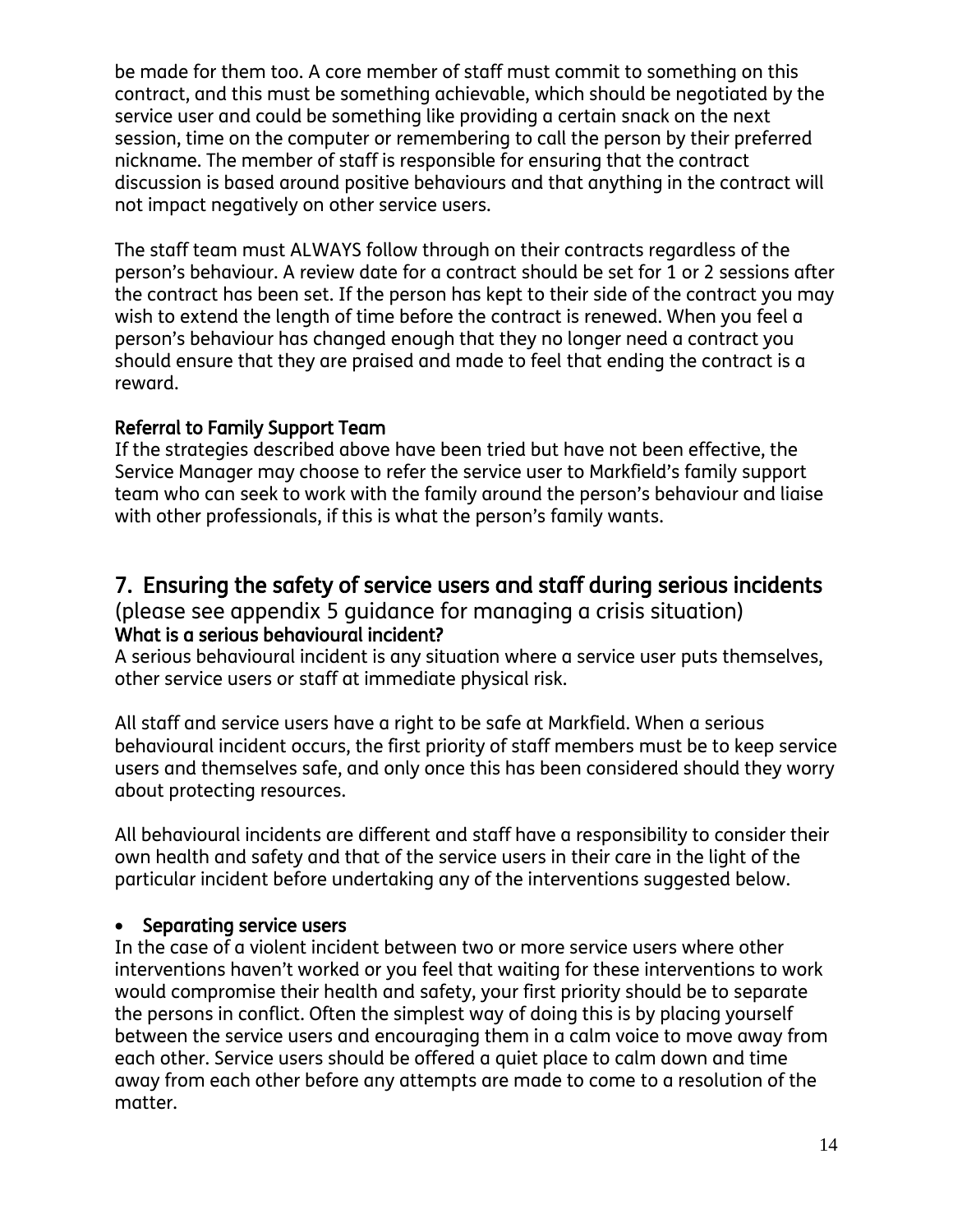be made for them too. A core member of staff must commit to something on this contract, and this must be something achievable, which should be negotiated by the service user and could be something like providing a certain snack on the next session, time on the computer or remembering to call the person by their preferred nickname. The member of staff is responsible for ensuring that the contract discussion is based around positive behaviours and that anything in the contract will not impact negatively on other service users.

The staff team must ALWAYS follow through on their contracts regardless of the person's behaviour. A review date for a contract should be set for 1 or 2 sessions after the contract has been set. If the person has kept to their side of the contract you may wish to extend the length of time before the contract is renewed. When you feel a person's behaviour has changed enough that they no longer need a contract you should ensure that they are praised and made to feel that ending the contract is a reward.

**Referral to Family Support Team**

If the strategies described above have been tried but have not been effective, the Service Manager may choose to refer the service user to Markfield's family support team who can seek to work with the family around the person's behaviour and liaise with other professionals, if this is what the person's family wants.

## 7. Ensuring the safety of service users and staff during serious incidents

(please see appendix 5 guidance for managing a crisis situation)

**What is a serious behavioural incident?**

A serious behavioural incident is any situation where a service user puts themselves, other service users or staff at immediate physical risk.

All staff and service users have a right to be safe at Markfield. When a serious behavioural incident occurs, the first priority of staff members must be to keep service users and themselves safe, and only once this has been considered should they worry about protecting resources.

All behavioural incidents are different and staff have a responsibility to consider their own health and safety and that of the service users in their care in the light of the particular incident before undertaking any of the interventions suggested below.

- **Separating service users**

In the case of a violent incident between two or more service users where other interventions haven't worked or you feel that waiting for these interventions to work would compromise their health and safety, your first priority should be to separate the persons in conflict. Often the simplest way of doing this is by placing yourself between the service users and encouraging them in a calm voice to move away from each other. Service users should be offered a quiet place to calm down and time away from each other before any attempts are made to come to a resolution of the matter.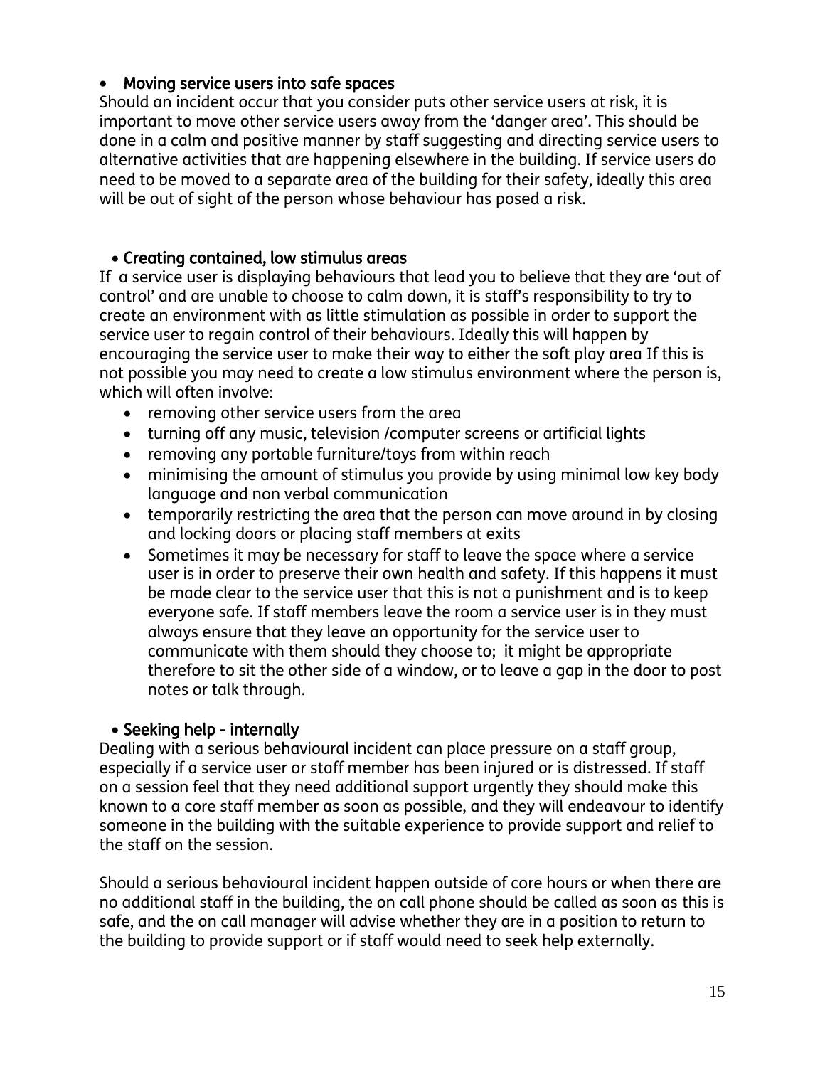- **Moving service users into safe spaces**

Should an incident occur that you consider puts other service users at risk, it is important to move other service users away from the 'danger area'. This should be done in a calm and positive manner by staff suggesting and directing service users to alternative activities that are happening elsewhere in the building. If service users do need to be moved to a separate area of the building for their safety, ideally this area will be out of sight of the person whose behaviour has posed a risk.

- **Creating contained, low stimulus areas**

If a service user is displaying behaviours that lead you to believe that they are 'out of control' and are unable to choose to calm down, it is staff's responsibility to try to create an environment with as little stimulation as possible in order to support the service user to regain control of their behaviours. Ideally this will happen by encouraging the service user to make their way to either the soft play area If this is not possible you may need to create a low stimulus environment where the person is, which will often involve:

- removing other service users from the area
- turning off any music, television /computer screens or artificial lights
- removing any portable furniture/toys from within reach
- minimising the amount of stimulus you provide by using minimal low key body language and non verbal communication
- temporarily restricting the area that the person can move around in by closing and locking doors or placing staff members at exits
- Sometimes it may be necessary for staff to leave the space where a service user is in order to preserve their own health and safety. If this happens it must be made clear to the service user that this is not a punishment and is to keep everyone safe. If staff members leave the room a service user is in they must always ensure that they leave an opportunity for the service user to communicate with them should they choose to; it might be appropriate therefore to sit the other side of a window, or to leave a gap in the door to post notes or talk through.

- **Seeking help - internally**

Dealing with a serious behavioural incident can place pressure on a staff group, especially if a service user or staff member has been injured or is distressed. If staff on a session feel that they need additional support urgently they should make this known to a core staff member as soon as possible, and they will endeavour to identify someone in the building with the suitable experience to provide support and relief to the staff on the session.

Should a serious behavioural incident happen outside of core hours or when there are no additional staff in the building, the on call phone should be called as soon as this is safe, and the on call manager will advise whether they are in a position to return to the building to provide support or if staff would need to seek help externally.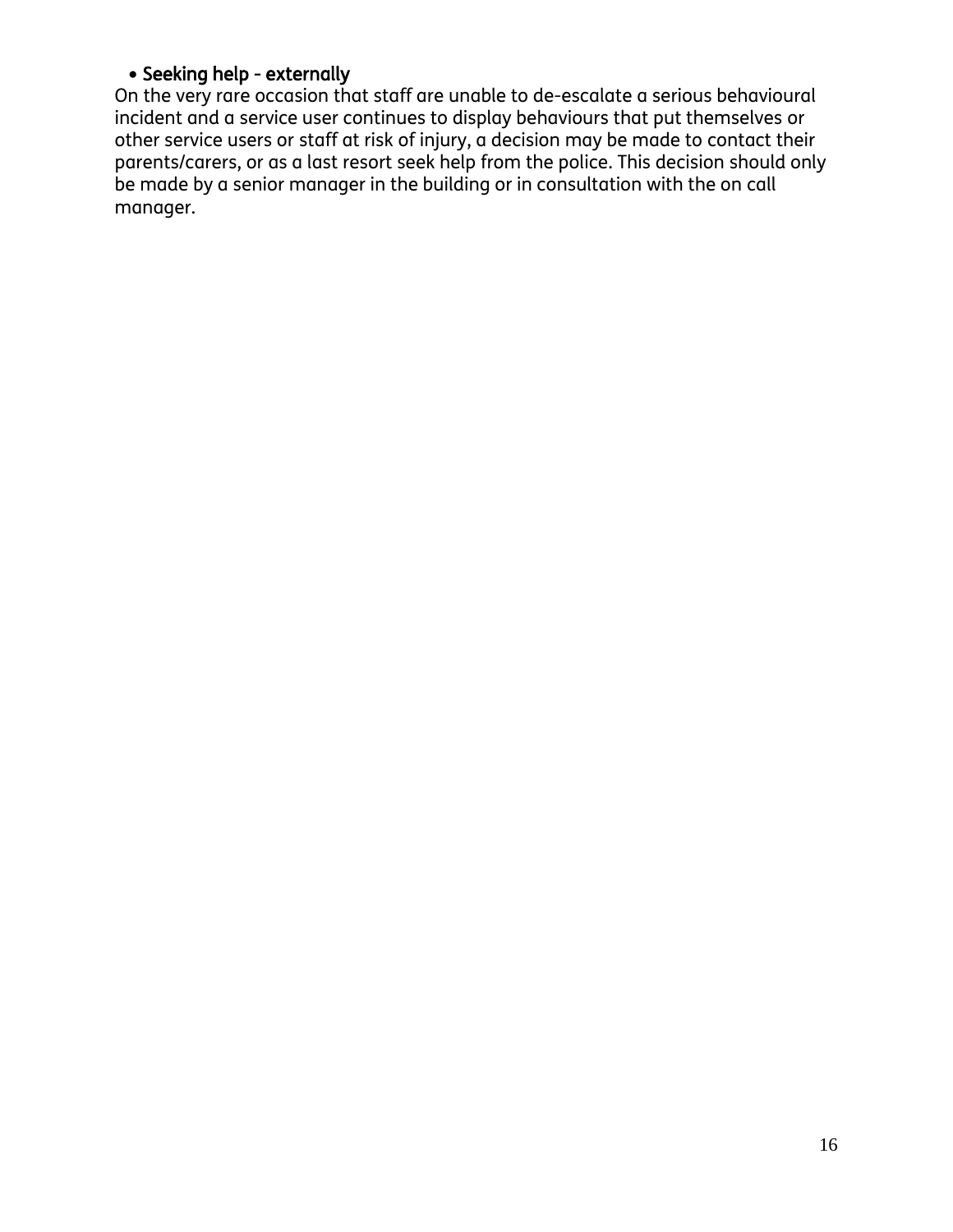- **Seeking help - externally**

On the very rare occasion that staff are unable to de-escalate a serious behavioural incident and a service user continues to display behaviours that put themselves or other service users or staff at risk of injury, a decision may be made to contact their parents/carers, or as a last resort seek help from the police. This decision should only be made by a senior manager in the building or in consultation with the on call manager.